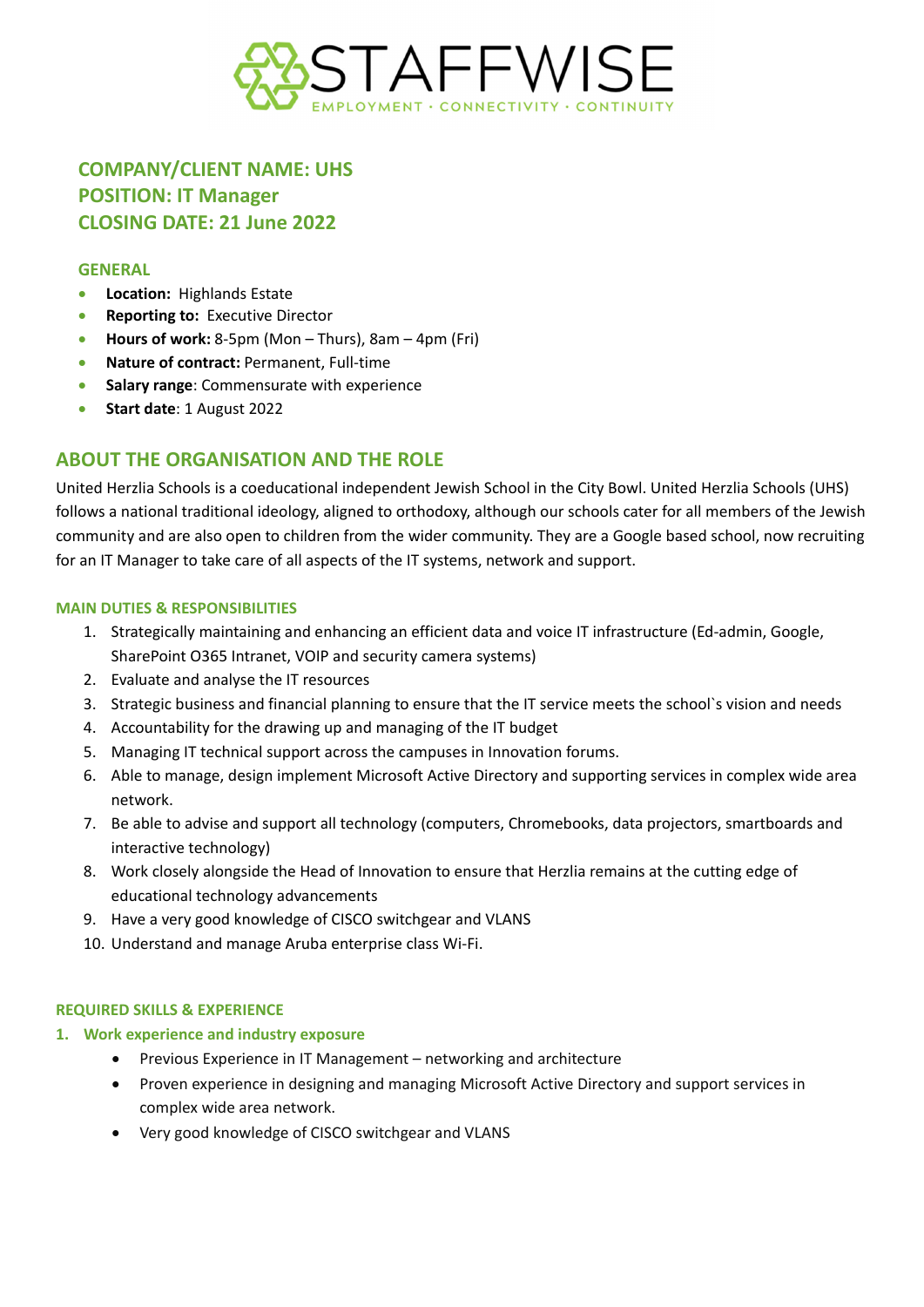# STAFFWISE

EMPLOYMENT · CONNECTIVITY · CONTINUITY

## COMPANY/CLIENT NAME: UHS
## POSITION: IT Manager
## CLOSING DATE: 21 June 2022

### GENERAL

- **Location:** Highlands Estate
- **Reporting to:** Executive Director
- **Hours of work:** 8-5pm (Mon – Thurs), 8am – 4pm (Fri)
- **Nature of contract:** Permanent, Full-time
- **Salary range**: Commensurate with experience
- **Start date**: 1 August 2022

## ABOUT THE ORGANISATION AND THE ROLE

United Herzlia Schools is a coeducational independent Jewish School in the City Bowl. United Herzlia Schools (UHS) follows a national traditional ideology, aligned to orthodoxy, although our schools cater for all members of the Jewish community and are also open to children from the wider community. They are a Google based school, now recruiting for an IT Manager to take care of all aspects of the IT systems, network and support.

### MAIN DUTIES & RESPONSIBILITIES

1. Strategically maintaining and enhancing an efficient data and voice IT infrastructure (Ed-admin, Google, SharePoint O365 Intranet, VOIP and security camera systems)
2. Evaluate and analyse the IT resources
3. Strategic business and financial planning to ensure that the IT service meets the school`s vision and needs
4. Accountability for the drawing up and managing of the IT budget
5. Managing IT technical support across the campuses in Innovation forums.
6. Able to manage, design implement Microsoft Active Directory and supporting services in complex wide area network.
7. Be able to advise and support all technology (computers, Chromebooks, data projectors, smartboards and interactive technology)
8. Work closely alongside the Head of Innovation to ensure that Herzlia remains at the cutting edge of educational technology advancements
9. Have a very good knowledge of CISCO switchgear and VLANS
10. Understand and manage Aruba enterprise class Wi-Fi.

### REQUIRED SKILLS & EXPERIENCE

1. **Work experience and industry exposure**
   - Previous Experience in IT Management – networking and architecture
   - Proven experience in designing and managing Microsoft Active Directory and support services in complex wide area network.
   - Very good knowledge of CISCO switchgear and VLANS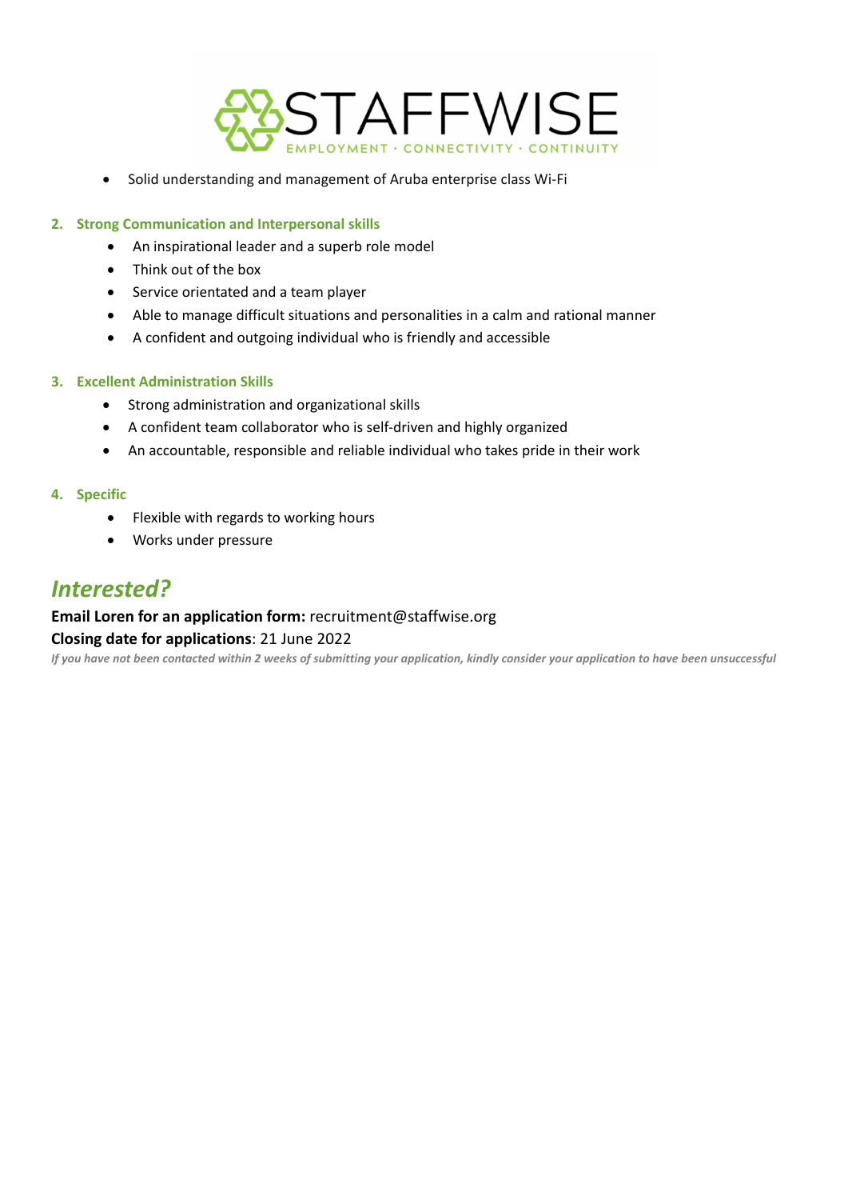- Solid understanding and management of Aruba enterprise class Wi-Fi

### 2. Strong Communication and Interpersonal skills

- An inspirational leader and a superb role model
- Think out of the box
- Service orientated and a team player
- Able to manage difficult situations and personalities in a calm and rational manner
- A confident and outgoing individual who is friendly and accessible

### 3. Excellent Administration Skills

- Strong administration and organizational skills
- A confident team collaborator who is self-driven and highly organized
- An accountable, responsible and reliable individual who takes pride in their work

### 4. Specific

- Flexible with regards to working hours
- Works under pressure

## *Interested?*

**Email Loren for an application form:** recruitment@staffwise.org

**Closing date for applications**: 21 June 2022

***If you have not been contacted within 2 weeks of submitting your application, kindly consider your application to have been unsuccessful***